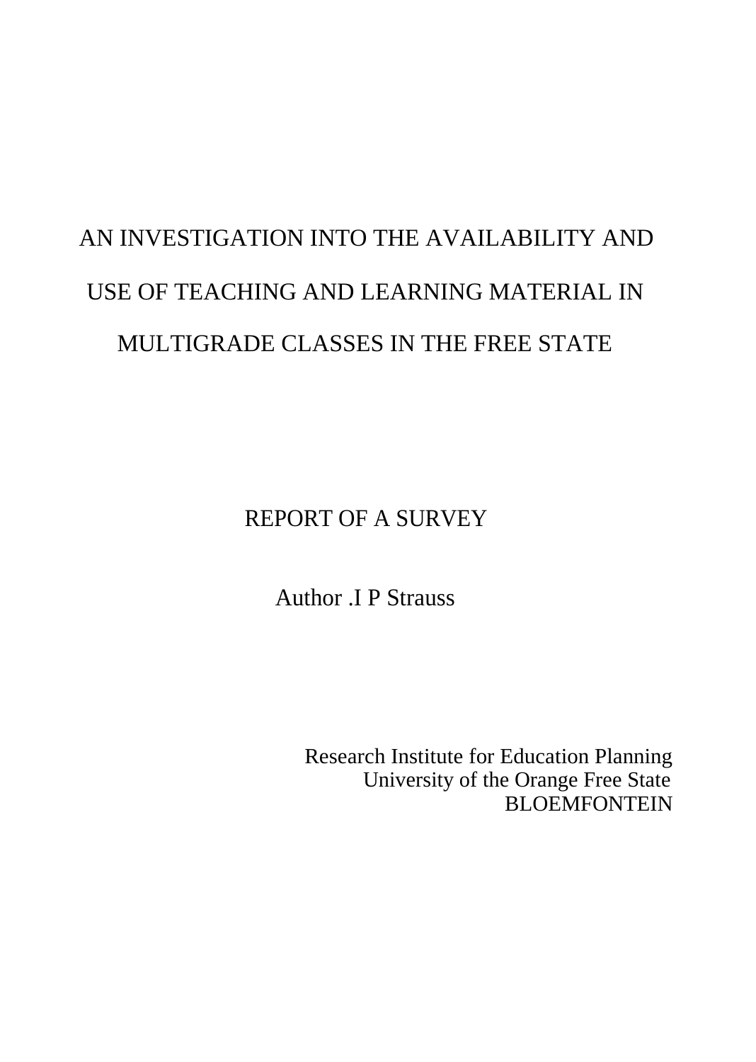# AN INVESTIGATION INTO THE AVAILABILITY AND USE OF TEACHING AND LEARNING MATERIAL IN MULTIGRADE CLASSES IN THE FREE STATE

REPORT OF A SURVEY

Author .I P Strauss

Research Institute for Education Planning
University of the Orange Free State
BLOEMFONTEIN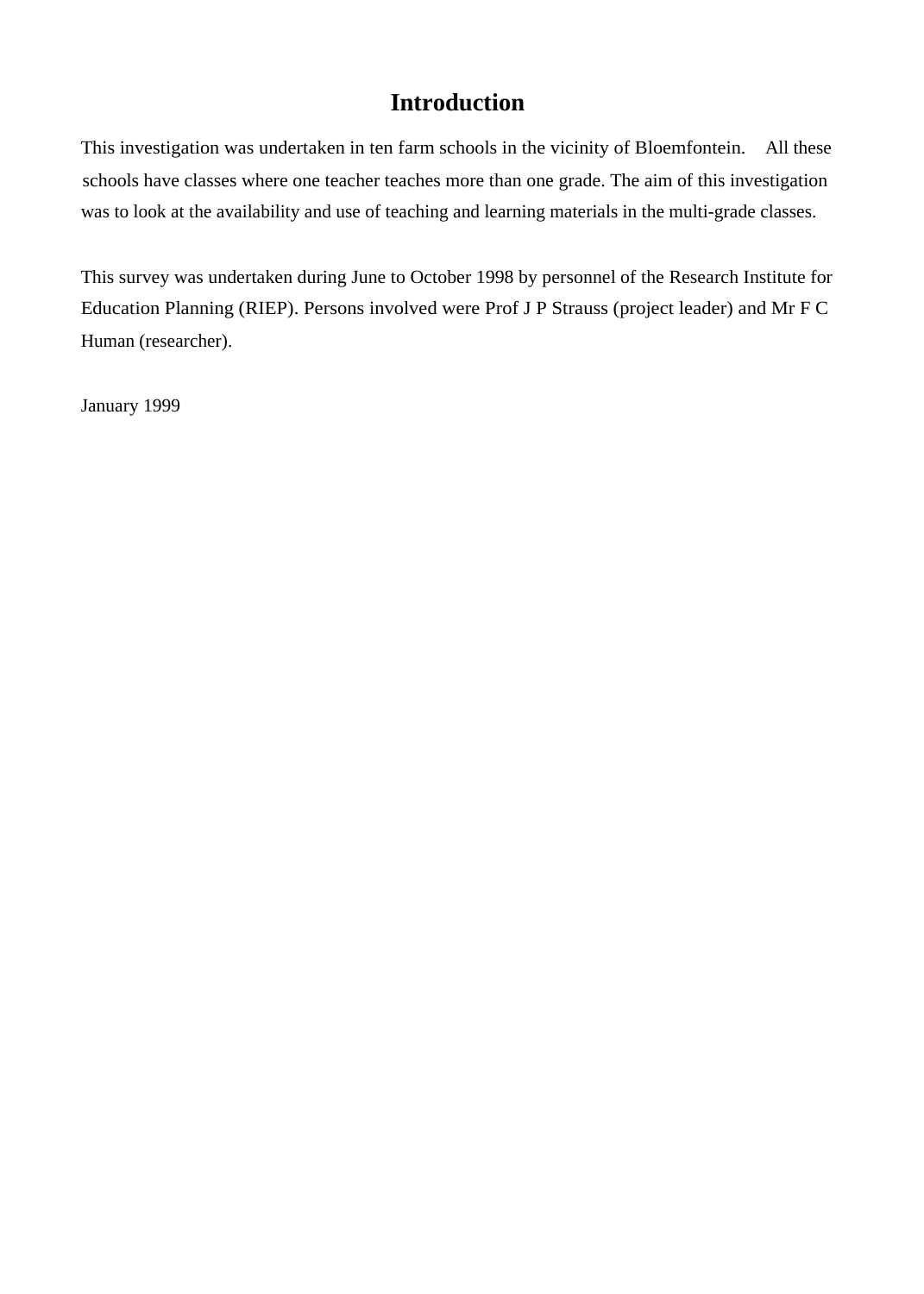# Introduction

This investigation was undertaken in ten farm schools in the vicinity of Bloemfontein. All these schools have classes where one teacher teaches more than one grade. The aim of this investigation was to look at the availability and use of teaching and learning materials in the multi-grade classes.

This survey was undertaken during June to October 1998 by personnel of the Research Institute for Education Planning (RIEP). Persons involved were Prof J P Strauss (project leader) and Mr F C Human (researcher).

January 1999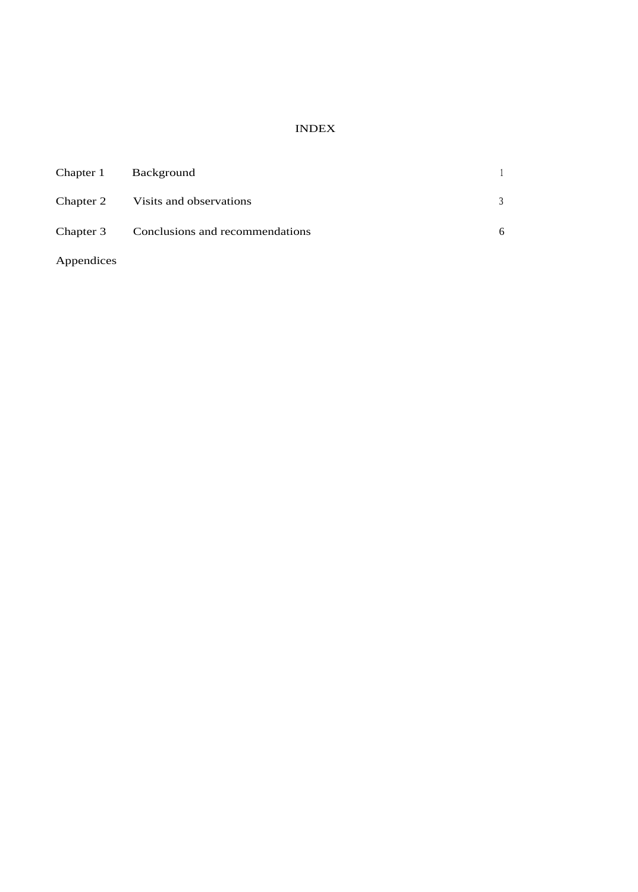# INDEX

| | | |
|---|---|---|
| Chapter 1 | Background | 1 |
| Chapter 2 | Visits and observations | 3 |
| Chapter 3 | Conclusions and recommendations | 6 |
| Appendices | | |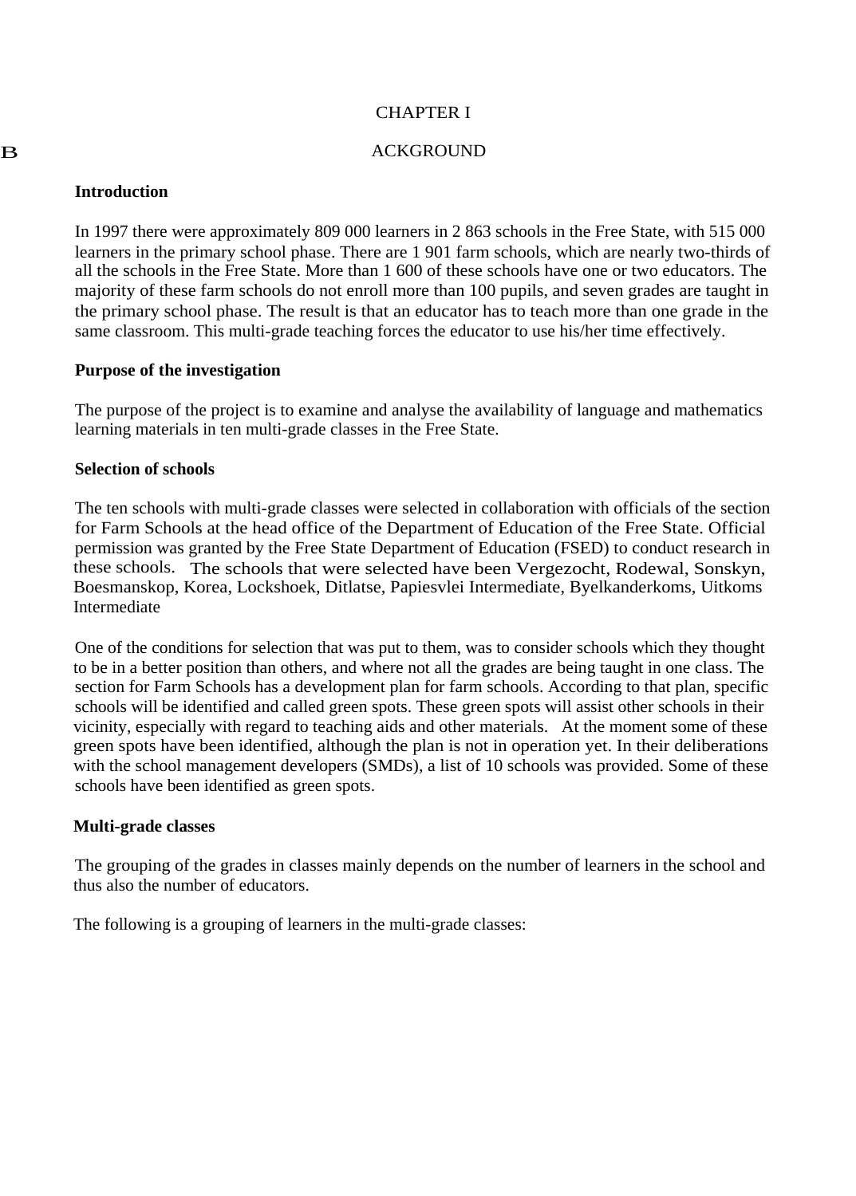# CHAPTER I

## BACKGROUND

### Introduction

In 1997 there were approximately 809 000 learners in 2 863 schools in the Free State, with 515 000 learners in the primary school phase. There are 1 901 farm schools, which are nearly two-thirds of all the schools in the Free State. More than 1 600 of these schools have one or two educators. The majority of these farm schools do not enroll more than 100 pupils, and seven grades are taught in the primary school phase. The result is that an educator has to teach more than one grade in the same classroom. This multi-grade teaching forces the educator to use his/her time effectively.

### Purpose of the investigation

The purpose of the project is to examine and analyse the availability of language and mathematics learning materials in ten multi-grade classes in the Free State.

### Selection of schools

The ten schools with multi-grade classes were selected in collaboration with officials of the section for Farm Schools at the head office of the Department of Education of the Free State. Official permission was granted by the Free State Department of Education (FSED) to conduct research in these schools. The schools that were selected have been Vergezocht, Rodewal, Sonskyn, Boesmanskop, Korea, Lockshoek, Ditlatse, Papiesvlei Intermediate, Byelkanderkoms, Uitkoms Intermediate

One of the conditions for selection that was put to them, was to consider schools which they thought to be in a better position than others, and where not all the grades are being taught in one class. The section for Farm Schools has a development plan for farm schools. According to that plan, specific schools will be identified and called green spots. These green spots will assist other schools in their vicinity, especially with regard to teaching aids and other materials. At the moment some of these green spots have been identified, although the plan is not in operation yet. In their deliberations with the school management developers (SMDs), a list of 10 schools was provided. Some of these schools have been identified as green spots.

### Multi-grade classes

The grouping of the grades in classes mainly depends on the number of learners in the school and thus also the number of educators.

The following is a grouping of learners in the multi-grade classes: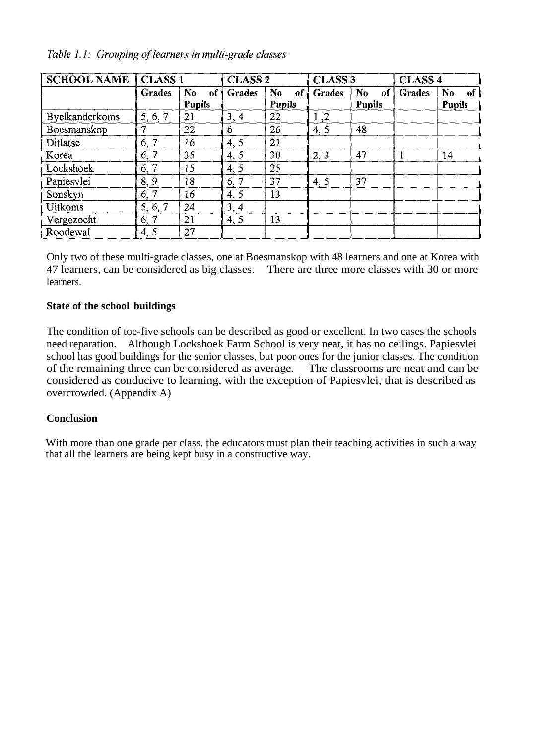*Table 1.1: Grouping of learners in multi-grade classes*

| SCHOOL NAME | CLASS 1 | | CLASS 2 | | CLASS 3 | | CLASS 4 | |
|---|---|---|---|---|---|---|---|---|
| | Grades | No of Pupils | Grades | No of Pupils | Grades | No of Pupils | Grades | No of Pupils |
| Byelkanderkoms | 5, 6, 7 | 21 | 3, 4 | 22 | 1 ,2 | | | |
| Boesmanskop | 7 | 22 | 6 | 26 | 4, 5 | 48 | | |
| Ditlatse | 6, 7 | 16 | 4, 5 | 21 | | | | |
| Korea | 6, 7 | 35 | 4, 5 | 30 | 2, 3 | 47 | 1 | 14 |
| Lockshoek | 6, 7 | 15 | 4, 5 | 25 | | | | |
| Papiesvlei | 8, 9 | 18 | 6, 7 | 37 | 4, 5 | 37 | | |
| Sonskyn | 6, 7 | 16 | 4, 5 | 13 | | | | |
| Uitkoms | 5, 6, 7 | 24 | 3, 4 | | | | | |
| Vergezocht | 6, 7 | 21 | 4, 5 | 13 | | | | |
| Roodewal | 4, 5 | 27 | | | | | | |

Only two of these multi-grade classes, one at Boesmanskop with 48 learners and one at Korea with 47 learners, can be considered as big classes. There are three more classes with 30 or more learners.

**State of the school buildings**

The condition of toe-five schools can be described as good or excellent. In two cases the schools need reparation. Although Lockshoek Farm School is very neat, it has no ceilings. Papiesvlei school has good buildings for the senior classes, but poor ones for the junior classes. The condition of the remaining three can be considered as average. The classrooms are neat and can be considered as conducive to learning, with the exception of Papiesvlei, that is described as overcrowded. (Appendix A)

**Conclusion**

With more than one grade per class, the educators must plan their teaching activities in such a way that all the learners are being kept busy in a constructive way.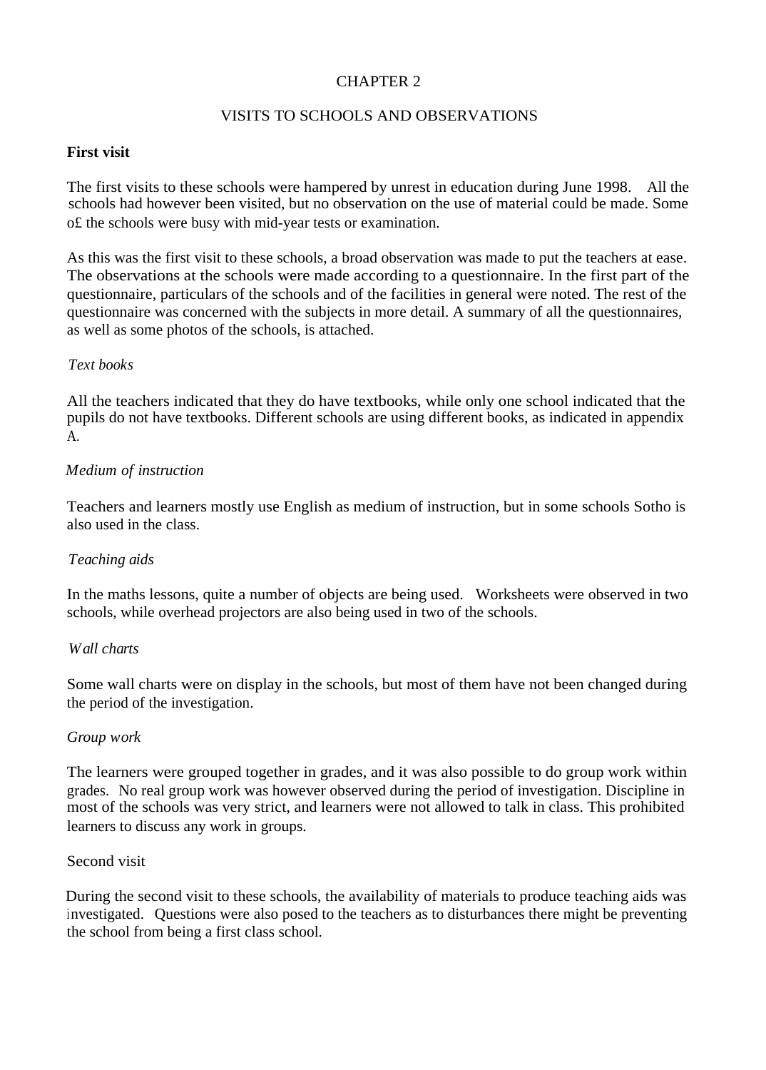# CHAPTER 2

## VISITS TO SCHOOLS AND OBSERVATIONS

### First visit

The first visits to these schools were hampered by unrest in education during June 1998. All the schools had however been visited, but no observation on the use of material could be made. Some o£ the schools were busy with mid-year tests or examination.

As this was the first visit to these schools, a broad observation was made to put the teachers at ease. The observations at the schools were made according to a questionnaire. In the first part of the questionnaire, particulars of the schools and of the facilities in general were noted. The rest of the questionnaire was concerned with the subjects in more detail. A summary of all the questionnaires, as well as some photos of the schools, is attached.

*Text books*

All the teachers indicated that they do have textbooks, while only one school indicated that the pupils do not have textbooks. Different schools are using different books, as indicated in appendix A.

*Medium of instruction*

Teachers and learners mostly use English as medium of instruction, but in some schools Sotho is also used in the class.

*Teaching aids*

In the maths lessons, quite a number of objects are being used. Worksheets were observed in two schools, while overhead projectors are also being used in two of the schools.

*Wall charts*

Some wall charts were on display in the schools, but most of them have not been changed during the period of the investigation.

*Group work*

The learners were grouped together in grades, and it was also possible to do group work within grades. No real group work was however observed during the period of investigation. Discipline in most of the schools was very strict, and learners were not allowed to talk in class. This prohibited learners to discuss any work in groups.

### Second visit

During the second visit to these schools, the availability of materials to produce teaching aids was investigated. Questions were also posed to the teachers as to disturbances there might be preventing the school from being a first class school.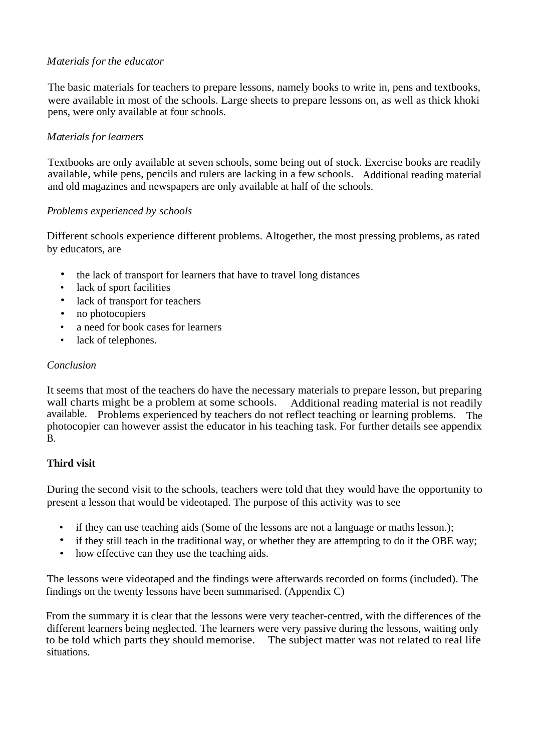*Materials for the educator*

The basic materials for teachers to prepare lessons, namely books to write in, pens and textbooks, were available in most of the schools. Large sheets to prepare lessons on, as well as thick khoki pens, were only available at four schools.

*Materials for learners*

Textbooks are only available at seven schools, some being out of stock. Exercise books are readily available, while pens, pencils and rulers are lacking in a few schools. Additional reading material and old magazines and newspapers are only available at half of the schools.

*Problems experienced by schools*

Different schools experience different problems. Altogether, the most pressing problems, as rated by educators, are

- the lack of transport for learners that have to travel long distances
- lack of sport facilities
- lack of transport for teachers
- no photocopiers
- a need for book cases for learners
- lack of telephones.

*Conclusion*

It seems that most of the teachers do have the necessary materials to prepare lesson, but preparing wall charts might be a problem at some schools. Additional reading material is not readily available. Problems experienced by teachers do not reflect teaching or learning problems. The photocopier can however assist the educator in his teaching task. For further details see appendix B.

**Third visit**

During the second visit to the schools, teachers were told that they would have the opportunity to present a lesson that would be videotaped. The purpose of this activity was to see

- if they can use teaching aids (Some of the lessons are not a language or maths lesson.);
- if they still teach in the traditional way, or whether they are attempting to do it the OBE way;
- how effective can they use the teaching aids.

The lessons were videotaped and the findings were afterwards recorded on forms (included). The findings on the twenty lessons have been summarised. (Appendix C)

From the summary it is clear that the lessons were very teacher-centred, with the differences of the different learners being neglected. The learners were very passive during the lessons, waiting only to be told which parts they should memorise. The subject matter was not related to real life situations.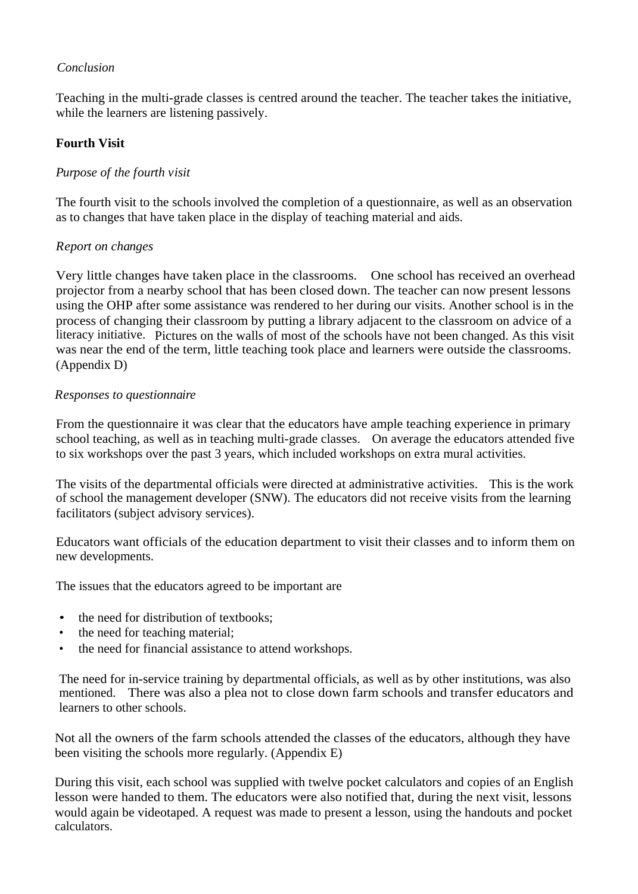*Conclusion*

Teaching in the multi-grade classes is centred around the teacher. The teacher takes the initiative, while the learners are listening passively.

**Fourth Visit**

*Purpose of the fourth visit*

The fourth visit to the schools involved the completion of a questionnaire, as well as an observation as to changes that have taken place in the display of teaching material and aids.

*Report on changes*

Very little changes have taken place in the classrooms. One school has received an overhead projector from a nearby school that has been closed down. The teacher can now present lessons using the OHP after some assistance was rendered to her during our visits. Another school is in the process of changing their classroom by putting a library adjacent to the classroom on advice of a literacy initiative. Pictures on the walls of most of the schools have not been changed. As this visit was near the end of the term, little teaching took place and learners were outside the classrooms. (Appendix D)

*Responses to questionnaire*

From the questionnaire it was clear that the educators have ample teaching experience in primary school teaching, as well as in teaching multi-grade classes. On average the educators attended five to six workshops over the past 3 years, which included workshops on extra mural activities.

The visits of the departmental officials were directed at administrative activities. This is the work of school the management developer (SNW). The educators did not receive visits from the learning facilitators (subject advisory services).

Educators want officials of the education department to visit their classes and to inform them on new developments.

The issues that the educators agreed to be important are

- the need for distribution of textbooks;
- the need for teaching material;
- the need for financial assistance to attend workshops.

The need for in-service training by departmental officials, as well as by other institutions, was also mentioned. There was also a plea not to close down farm schools and transfer educators and learners to other schools.

Not all the owners of the farm schools attended the classes of the educators, although they have been visiting the schools more regularly. (Appendix E)

During this visit, each school was supplied with twelve pocket calculators and copies of an English lesson were handed to them. The educators were also notified that, during the next visit, lessons would again be videotaped. A request was made to present a lesson, using the handouts and pocket calculators.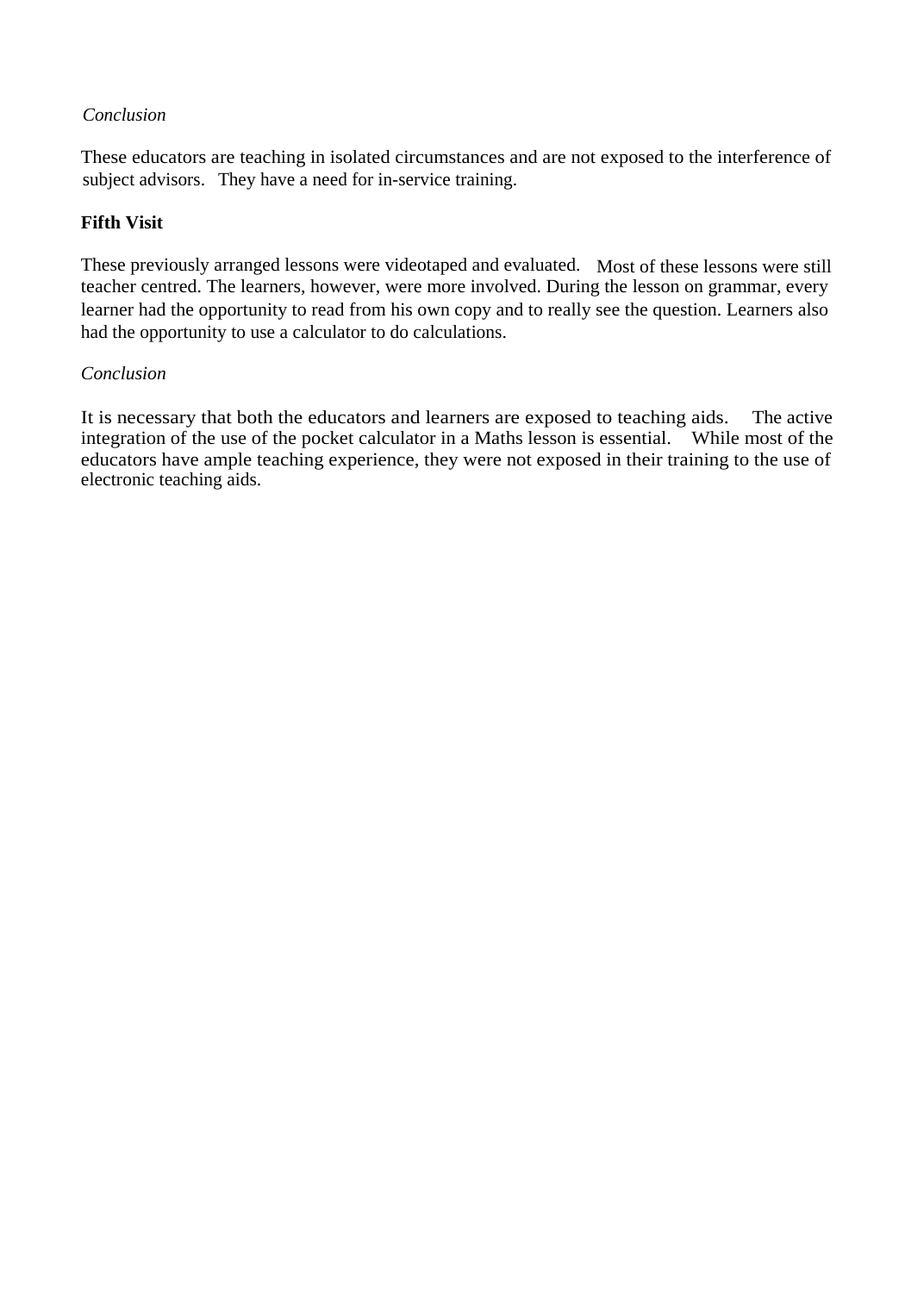*Conclusion*

These educators are teaching in isolated circumstances and are not exposed to the interference of subject advisors. They have a need for in-service training.

**Fifth Visit**

These previously arranged lessons were videotaped and evaluated. Most of these lessons were still teacher centred. The learners, however, were more involved. During the lesson on grammar, every learner had the opportunity to read from his own copy and to really see the question. Learners also had the opportunity to use a calculator to do calculations.

*Conclusion*

It is necessary that both the educators and learners are exposed to teaching aids. The active integration of the use of the pocket calculator in a Maths lesson is essential. While most of the educators have ample teaching experience, they were not exposed in their training to the use of electronic teaching aids.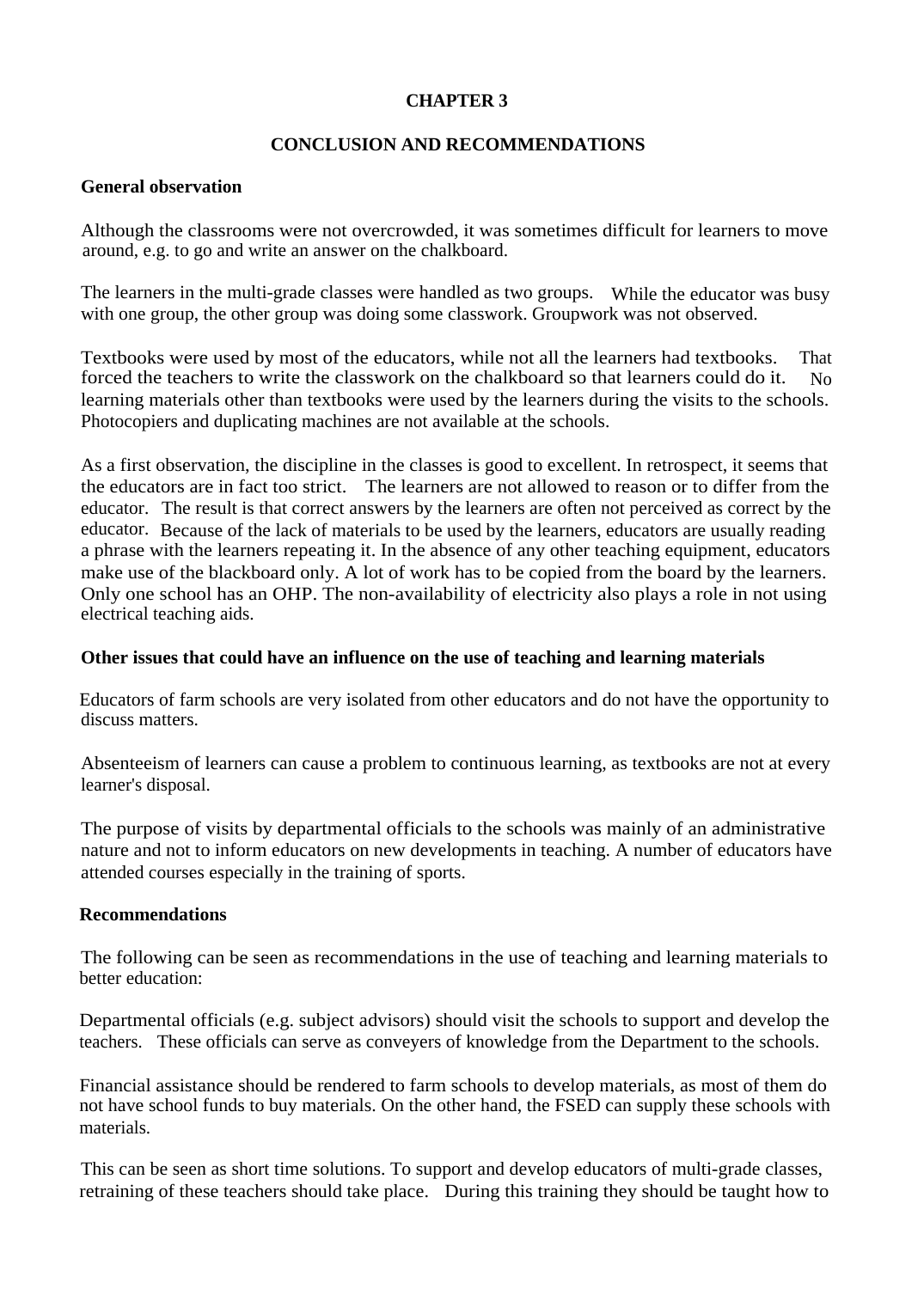# CHAPTER 3

## CONCLUSION AND RECOMMENDATIONS

### General observation

Although the classrooms were not overcrowded, it was sometimes difficult for learners to move around, e.g. to go and write an answer on the chalkboard.

The learners in the multi-grade classes were handled as two groups. While the educator was busy with one group, the other group was doing some classwork. Groupwork was not observed.

Textbooks were used by most of the educators, while not all the learners had textbooks. That forced the teachers to write the classwork on the chalkboard so that learners could do it. No learning materials other than textbooks were used by the learners during the visits to the schools. Photocopiers and duplicating machines are not available at the schools.

As a first observation, the discipline in the classes is good to excellent. In retrospect, it seems that the educators are in fact too strict. The learners are not allowed to reason or to differ from the educator. The result is that correct answers by the learners are often not perceived as correct by the educator. Because of the lack of materials to be used by the learners, educators are usually reading a phrase with the learners repeating it. In the absence of any other teaching equipment, educators make use of the blackboard only. A lot of work has to be copied from the board by the learners. Only one school has an OHP. The non-availability of electricity also plays a role in not using electrical teaching aids.

### Other issues that could have an influence on the use of teaching and learning materials

Educators of farm schools are very isolated from other educators and do not have the opportunity to discuss matters.

Absenteeism of learners can cause a problem to continuous learning, as textbooks are not at every learner's disposal.

The purpose of visits by departmental officials to the schools was mainly of an administrative nature and not to inform educators on new developments in teaching. A number of educators have attended courses especially in the training of sports.

### Recommendations

The following can be seen as recommendations in the use of teaching and learning materials to better education:

Departmental officials (e.g. subject advisors) should visit the schools to support and develop the teachers. These officials can serve as conveyers of knowledge from the Department to the schools.

Financial assistance should be rendered to farm schools to develop materials, as most of them do not have school funds to buy materials. On the other hand, the FSED can supply these schools with materials.

This can be seen as short time solutions. To support and develop educators of multi-grade classes, retraining of these teachers should take place. During this training they should be taught how to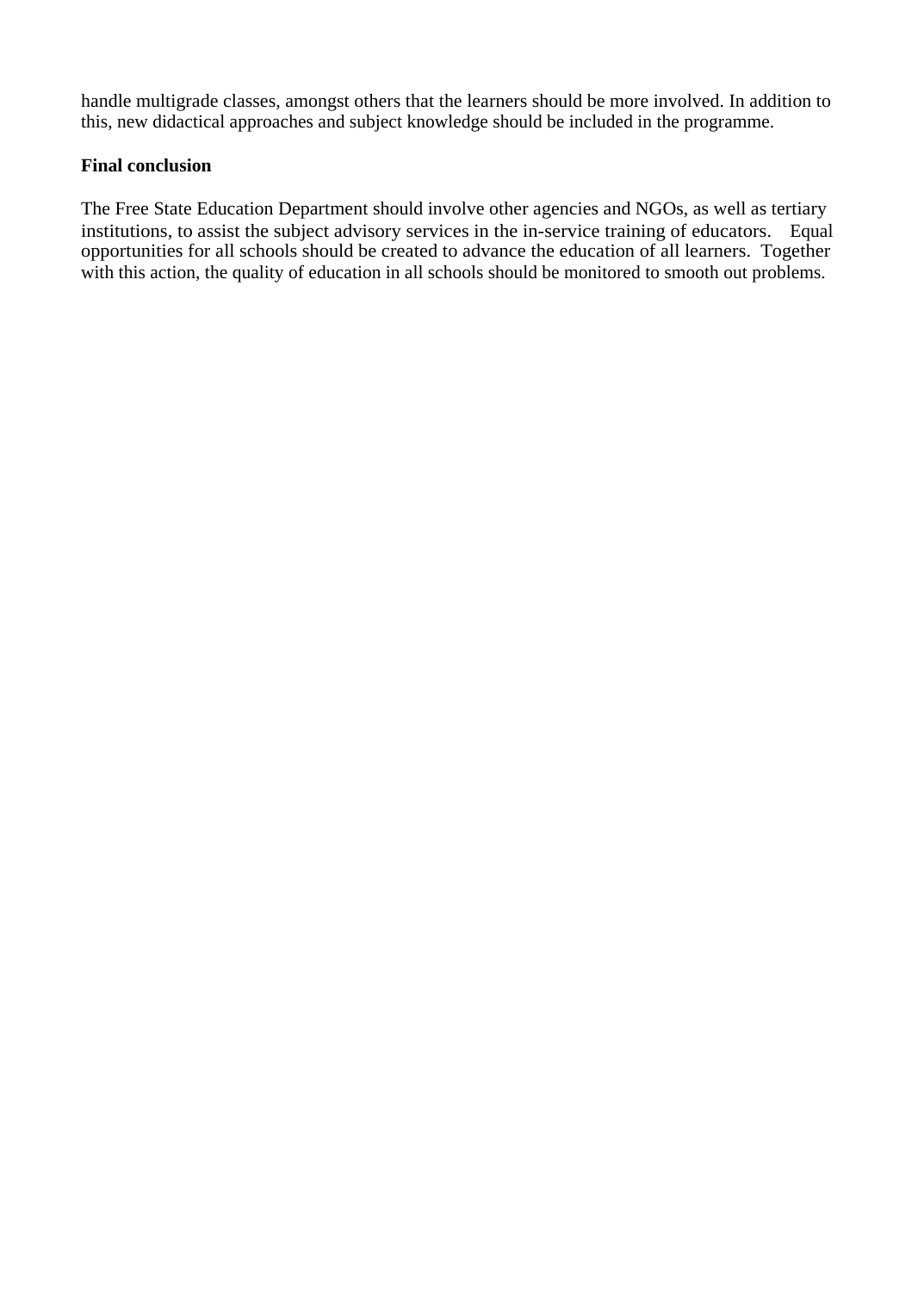handle multigrade classes, amongst others that the learners should be more involved. In addition to this, new didactical approaches and subject knowledge should be included in the programme.

**Final conclusion**

The Free State Education Department should involve other agencies and NGOs, as well as tertiary institutions, to assist the subject advisory services in the in-service training of educators. Equal opportunities for all schools should be created to advance the education of all learners. Together with this action, the quality of education in all schools should be monitored to smooth out problems.